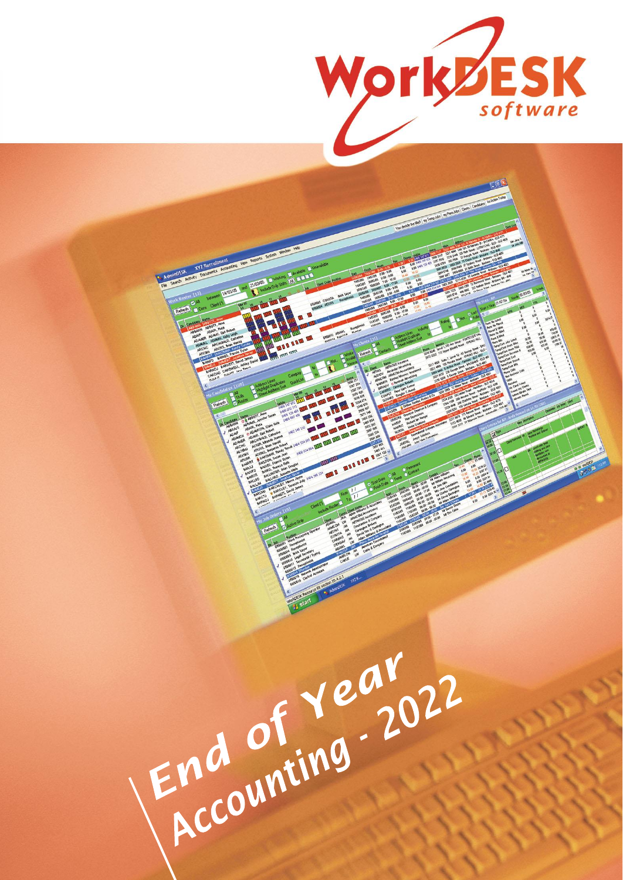WorkDESK software

# End of Year Accounting - 2022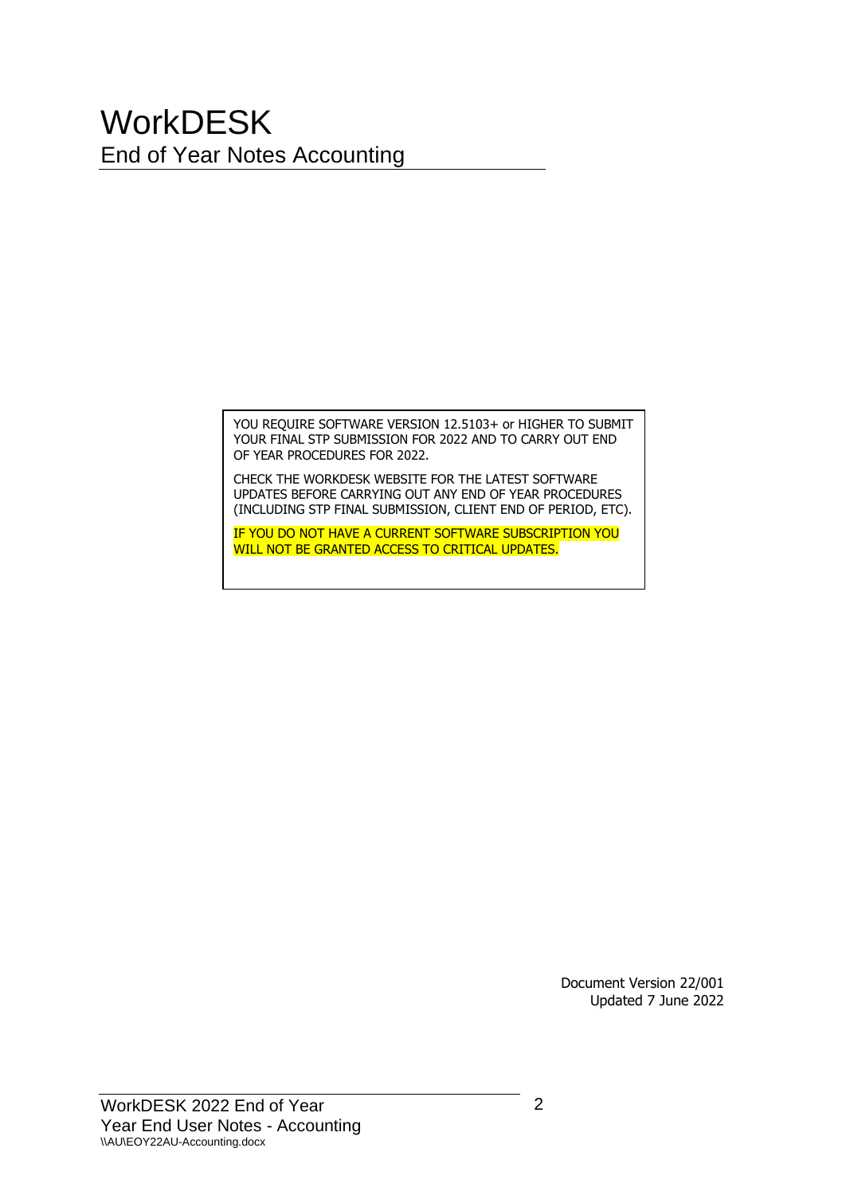# WorkDESK

## End of Year Notes Accounting

YOU REQUIRE SOFTWARE VERSION 12.5103+ or HIGHER TO SUBMIT YOUR FINAL STP SUBMISSION FOR 2022 AND TO CARRY OUT END OF YEAR PROCEDURES FOR 2022.

CHECK THE WORKDESK WEBSITE FOR THE LATEST SOFTWARE UPDATES BEFORE CARRYING OUT ANY END OF YEAR PROCEDURES (INCLUDING STP FINAL SUBMISSION, CLIENT END OF PERIOD, ETC).

IF YOU DO NOT HAVE A CURRENT SOFTWARE SUBSCRIPTION YOU WILL NOT BE GRANTED ACCESS TO CRITICAL UPDATES.

Document Version 22/001
Updated 7 June 2022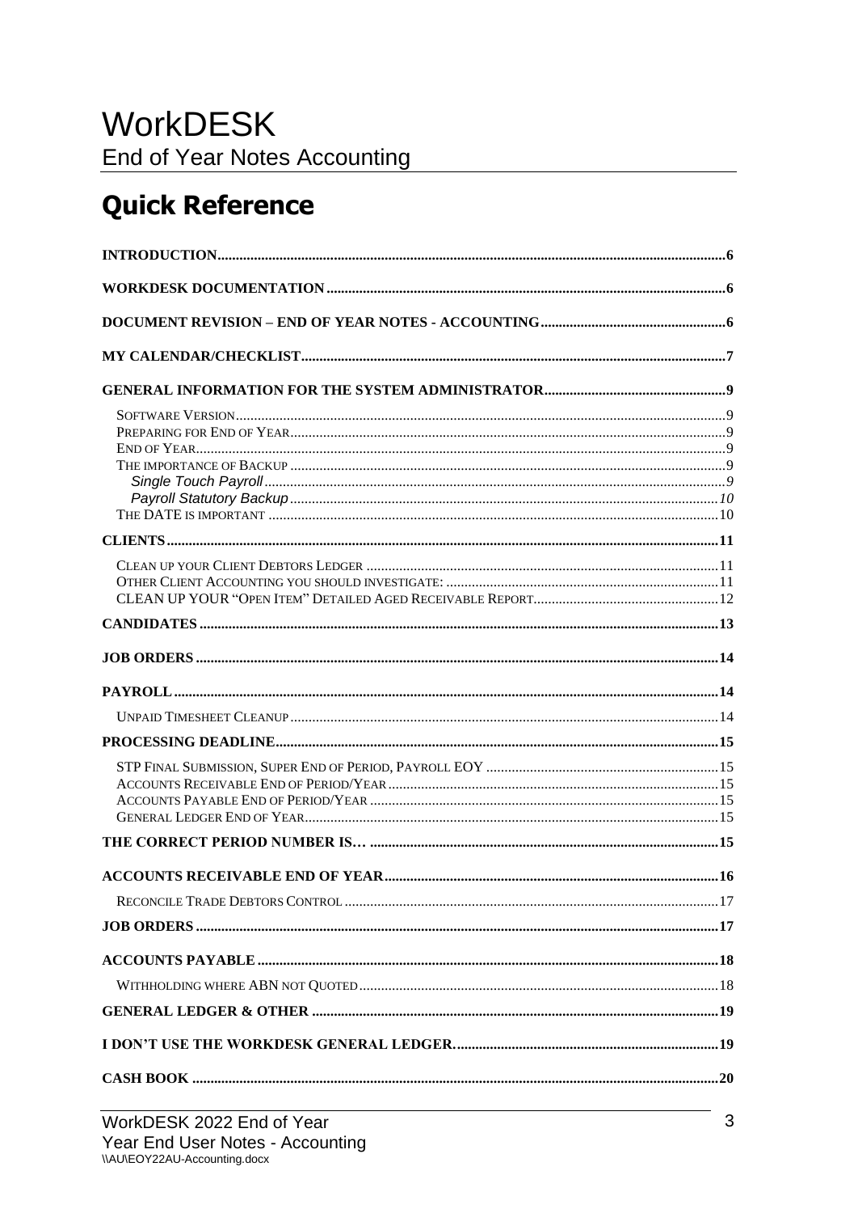# WorkDESK

End of Year Notes Accounting

## Quick Reference

INTRODUCTION.......6

WORKDESK DOCUMENTATION.......6

DOCUMENT REVISION – END OF YEAR NOTES - ACCOUNTING.......6

MY CALENDAR/CHECKLIST.......7

GENERAL INFORMATION FOR THE SYSTEM ADMINISTRATOR.......9

- SOFTWARE VERSION.......9
- PREPARING FOR END OF YEAR.......9
- END OF YEAR.......9
- THE IMPORTANCE OF BACKUP.......9
  - *Single Touch Payroll*.......9
  - *Payroll Statutory Backup*.......10
- THE DATE IS IMPORTANT.......10

CLIENTS.......11

- CLEAN UP YOUR CLIENT DEBTORS LEDGER.......11
- OTHER CLIENT ACCOUNTING YOU SHOULD INVESTIGATE:.......11
- CLEAN UP YOUR "OPEN ITEM" DETAILED AGED RECEIVABLE REPORT.......12

CANDIDATES.......13

JOB ORDERS.......14

PAYROLL.......14

- UNPAID TIMESHEET CLEANUP.......14

PROCESSING DEADLINE.......15

- STP FINAL SUBMISSION, SUPER END OF PERIOD, PAYROLL EOY.......15
- ACCOUNTS RECEIVABLE END OF PERIOD/YEAR.......15
- ACCOUNTS PAYABLE END OF PERIOD/YEAR.......15
- GENERAL LEDGER END OF YEAR.......15

THE CORRECT PERIOD NUMBER IS….......15

ACCOUNTS RECEIVABLE END OF YEAR.......16

- RECONCILE TRADE DEBTORS CONTROL.......17

JOB ORDERS.......17

ACCOUNTS PAYABLE.......18

- WITHHOLDING WHERE ABN NOT QUOTED.......18

GENERAL LEDGER & OTHER.......19

I DON'T USE THE WORKDESK GENERAL LEDGER.......19

CASH BOOK.......20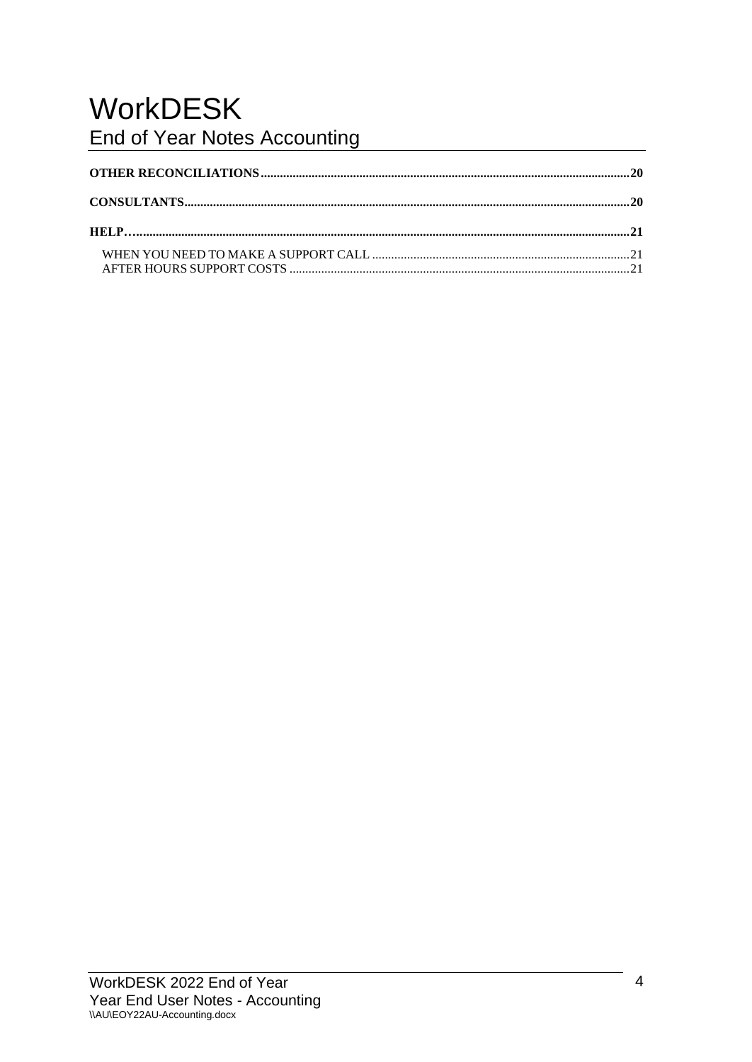# WorkDESK

## End of Year Notes Accounting

**OTHER RECONCILIATIONS** .......... **20**

**CONSULTANTS** .......... **20**

**HELP…** .......... **21**

- WHEN YOU NEED TO MAKE A SUPPORT CALL .......... 21
- AFTER HOURS SUPPORT COSTS .......... 21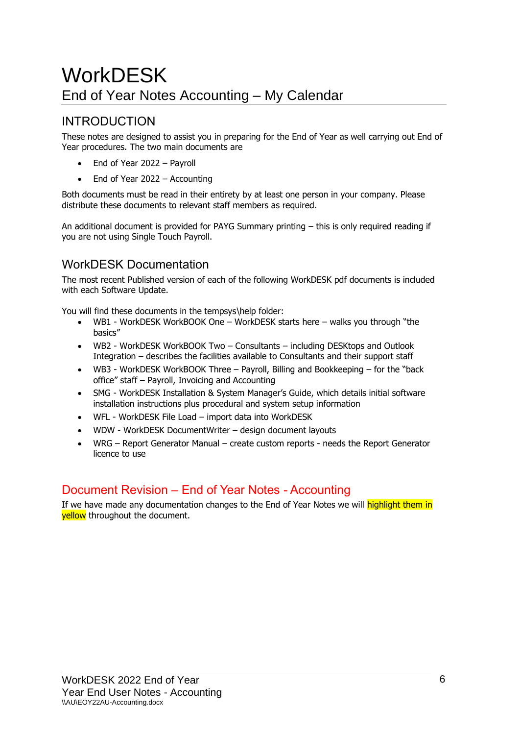# WorkDESK

## End of Year Notes Accounting – My Calendar

## INTRODUCTION

These notes are designed to assist you in preparing for the End of Year as well carrying out End of Year procedures. The two main documents are

- End of Year 2022 – Payroll
- End of Year 2022 – Accounting

Both documents must be read in their entirety by at least one person in your company. Please distribute these documents to relevant staff members as required.

An additional document is provided for PAYG Summary printing – this is only required reading if you are not using Single Touch Payroll.

### WorkDESK Documentation

The most recent Published version of each of the following WorkDESK pdf documents is included with each Software Update.

You will find these documents in the tempsys\help folder:

- WB1 - WorkDESK WorkBOOK One – WorkDESK starts here – walks you through "the basics"
- WB2 - WorkDESK WorkBOOK Two – Consultants – including DESKtops and Outlook Integration – describes the facilities available to Consultants and their support staff
- WB3 - WorkDESK WorkBOOK Three – Payroll, Billing and Bookkeeping – for the "back office" staff – Payroll, Invoicing and Accounting
- SMG - WorkDESK Installation & System Manager's Guide, which details initial software installation instructions plus procedural and system setup information
- WFL - WorkDESK File Load – import data into WorkDESK
- WDW - WorkDESK DocumentWriter – design document layouts
- WRG – Report Generator Manual – create custom reports - needs the Report Generator licence to use

## Document Revision – End of Year Notes - Accounting

If we have made any documentation changes to the End of Year Notes we will highlight them in yellow throughout the document.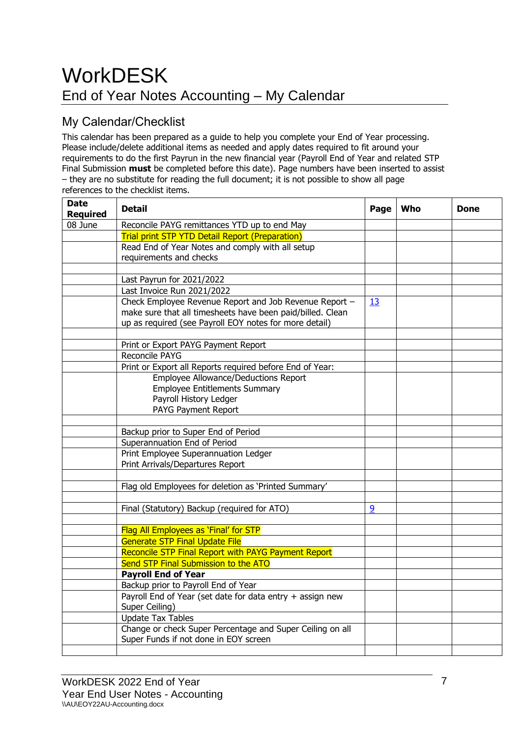# WorkDESK

## End of Year Notes Accounting – My Calendar

### My Calendar/Checklist

This calendar has been prepared as a guide to help you complete your End of Year processing. Please include/delete additional items as needed and apply dates required to fit around your requirements to do the first Payrun in the new financial year (Payroll End of Year and related STP Final Submission **must** be completed before this date). Page numbers have been inserted to assist – they are no substitute for reading the full document; it is not possible to show all page references to the checklist items.

| Date Required | Detail | Page | Who | Done |
|---|---|---|---|---|
| 08 June | Reconcile PAYG remittances YTD up to end May | | | |
| | Trial print STP YTD Detail Report (Preparation) | | | |
| | Read End of Year Notes and comply with all setup requirements and checks | | | |
| | | | | |
| | Last Payrun for 2021/2022 | | | |
| | Last Invoice Run 2021/2022 | | | |
| | Check Employee Revenue Report and Job Revenue Report – make sure that all timesheets have been paid/billed. Clean up as required (see Payroll EOY notes for more detail) | 13 | | |
| | | | | |
| | Print or Export PAYG Payment Report | | | |
| | Reconcile PAYG | | | |
| | Print or Export all Reports required before End of Year: | | | |
| | Employee Allowance/Deductions Report<br>Employee Entitlements Summary<br>Payroll History Ledger<br>PAYG Payment Report | | | |
| | | | | |
| | Backup prior to Super End of Period | | | |
| | Superannuation End of Period | | | |
| | Print Employee Superannuation Ledger<br>Print Arrivals/Departures Report | | | |
| | | | | |
| | Flag old Employees for deletion as 'Printed Summary' | | | |
| | | | | |
| | Final (Statutory) Backup (required for ATO) | 9 | | |
| | | | | |
| | Flag All Employees as 'Final' for STP | | | |
| | Generate STP Final Update File | | | |
| | Reconcile STP Final Report with PAYG Payment Report | | | |
| | Send STP Final Submission to the ATO | | | |
| | **Payroll End of Year** | | | |
| | Backup prior to Payroll End of Year | | | |
| | Payroll End of Year (set date for data entry + assign new Super Ceiling) | | | |
| | Update Tax Tables | | | |
| | Change or check Super Percentage and Super Ceiling on all Super Funds if not done in EOY screen | | | |
| | | | | |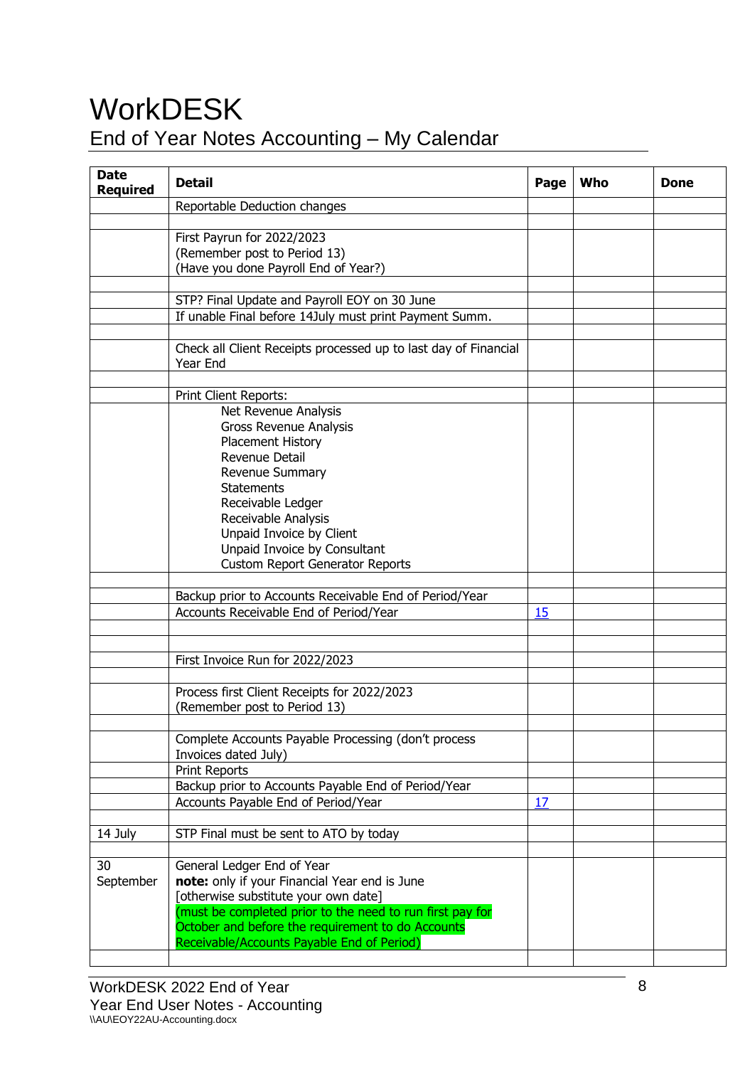# WorkDESK

## End of Year Notes Accounting – My Calendar

| Date Required | Detail | Page | Who | Done |
|---|---|---|---|---|
| | Reportable Deduction changes | | | |
| | | | | |
| | First Payrun for 2022/2023<br>(Remember post to Period 13)<br>(Have you done Payroll End of Year?) | | | |
| | | | | |
| | STP? Final Update and Payroll EOY on 30 June | | | |
| | If unable Final before 14July must print Payment Summ. | | | |
| | | | | |
| | Check all Client Receipts processed up to last day of Financial Year End | | | |
| | | | | |
| | Print Client Reports: | | | |
| | Net Revenue Analysis<br>Gross Revenue Analysis<br>Placement History<br>Revenue Detail<br>Revenue Summary<br>Statements<br>Receivable Ledger<br>Receivable Analysis<br>Unpaid Invoice by Client<br>Unpaid Invoice by Consultant<br>Custom Report Generator Reports | | | |
| | | | | |
| | Backup prior to Accounts Receivable End of Period/Year | | | |
| | Accounts Receivable End of Period/Year | 15 | | |
| | | | | |
| | | | | |
| | First Invoice Run for 2022/2023 | | | |
| | | | | |
| | Process first Client Receipts for 2022/2023<br>(Remember post to Period 13) | | | |
| | | | | |
| | Complete Accounts Payable Processing (don't process Invoices dated July) | | | |
| | Print Reports | | | |
| | Backup prior to Accounts Payable End of Period/Year | | | |
| | Accounts Payable End of Period/Year | 17 | | |
| | | | | |
| 14 July | STP Final must be sent to ATO by today | | | |
| | | | | |
| 30 September | General Ledger End of Year<br>**note:** only if your Financial Year end is June [otherwise substitute your own date]<br>(must be completed prior to the need to run first pay for October and before the requirement to do Accounts Receivable/Accounts Payable End of Period) | | | |
| | | | | |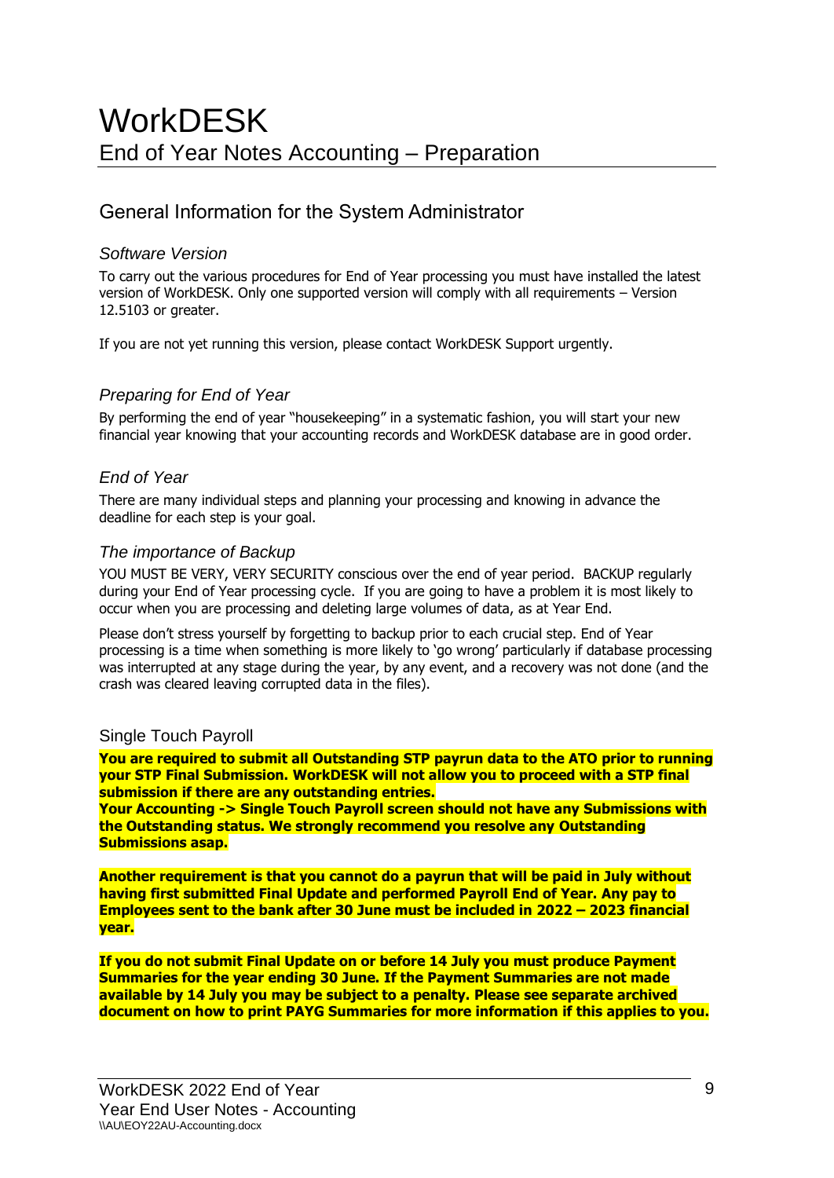# WorkDESK

## End of Year Notes Accounting – Preparation

## General Information for the System Administrator

### *Software Version*

To carry out the various procedures for End of Year processing you must have installed the latest version of WorkDESK. Only one supported version will comply with all requirements – Version 12.5103 or greater.

If you are not yet running this version, please contact WorkDESK Support urgently.

### *Preparing for End of Year*

By performing the end of year "housekeeping" in a systematic fashion, you will start your new financial year knowing that your accounting records and WorkDESK database are in good order.

### *End of Year*

There are many individual steps and planning your processing and knowing in advance the deadline for each step is your goal.

### *The importance of Backup*

YOU MUST BE VERY, VERY SECURITY conscious over the end of year period. BACKUP regularly during your End of Year processing cycle. If you are going to have a problem it is most likely to occur when you are processing and deleting large volumes of data, as at Year End.

Please don't stress yourself by forgetting to backup prior to each crucial step. End of Year processing is a time when something is more likely to 'go wrong' particularly if database processing was interrupted at any stage during the year, by any event, and a recovery was not done (and the crash was cleared leaving corrupted data in the files).

### Single Touch Payroll

**You are required to submit all Outstanding STP payrun data to the ATO prior to running your STP Final Submission. WorkDESK will not allow you to proceed with a STP final submission if there are any outstanding entries.**
**Your Accounting -> Single Touch Payroll screen should not have any Submissions with the Outstanding status. We strongly recommend you resolve any Outstanding Submissions asap.**

**Another requirement is that you cannot do a payrun that will be paid in July without having first submitted Final Update and performed Payroll End of Year. Any pay to Employees sent to the bank after 30 June must be included in 2022 – 2023 financial year.**

**If you do not submit Final Update on or before 14 July you must produce Payment Summaries for the year ending 30 June. If the Payment Summaries are not made available by 14 July you may be subject to a penalty. Please see separate archived document on how to print PAYG Summaries for more information if this applies to you.**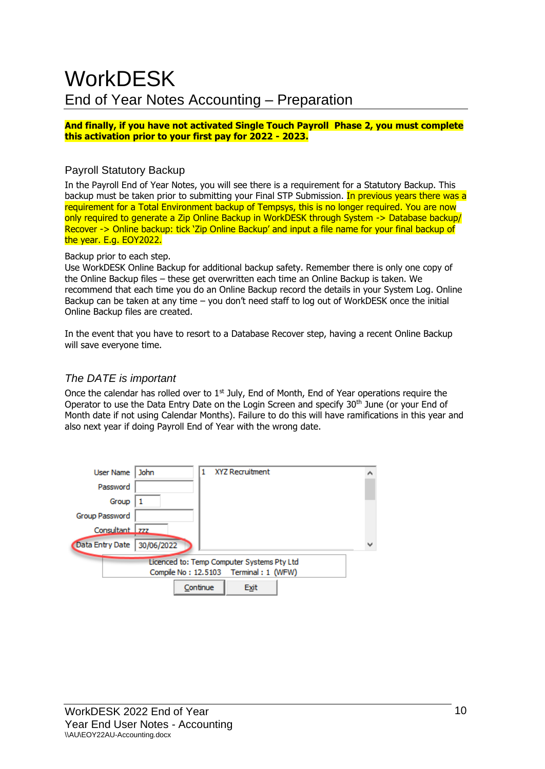# WorkDESK

## End of Year Notes Accounting – Preparation

**And finally, if you have not activated Single Touch Payroll Phase 2, you must complete this activation prior to your first pay for 2022 - 2023.**

### Payroll Statutory Backup

In the Payroll End of Year Notes, you will see there is a requirement for a Statutory Backup. This backup must be taken prior to submitting your Final STP Submission. In previous years there was a requirement for a Total Environment backup of Tempsys, this is no longer required. You are now only required to generate a Zip Online Backup in WorkDESK through System -> Database backup/ Recover -> Online backup: tick 'Zip Online Backup' and input a file name for your final backup of the year. E.g. EOY2022.

Backup prior to each step.
Use WorkDESK Online Backup for additional backup safety. Remember there is only one copy of the Online Backup files – these get overwritten each time an Online Backup is taken. We recommend that each time you do an Online Backup record the details in your System Log. Online Backup can be taken at any time – you don't need staff to log out of WorkDESK once the initial Online Backup files are created.

In the event that you have to resort to a Database Recover step, having a recent Online Backup will save everyone time.

### *The DATE is important*

Once the calendar has rolled over to 1st July, End of Month, End of Year operations require the Operator to use the Data Entry Date on the Login Screen and specify 30th June (or your End of Month date if not using Calendar Months). Failure to do this will have ramifications in this year and also next year if doing Payroll End of Year with the wrong date.

User Name: John
Password:
Group: 1
Group Password:
Consultant: zzz
Data Entry Date: 30/06/2022

1 XYZ Recruitment

Licenced to: Temp Computer Systems Pty Ltd
Compile No : 12.5103 Terminal : 1 (WFW)

Continue | Exit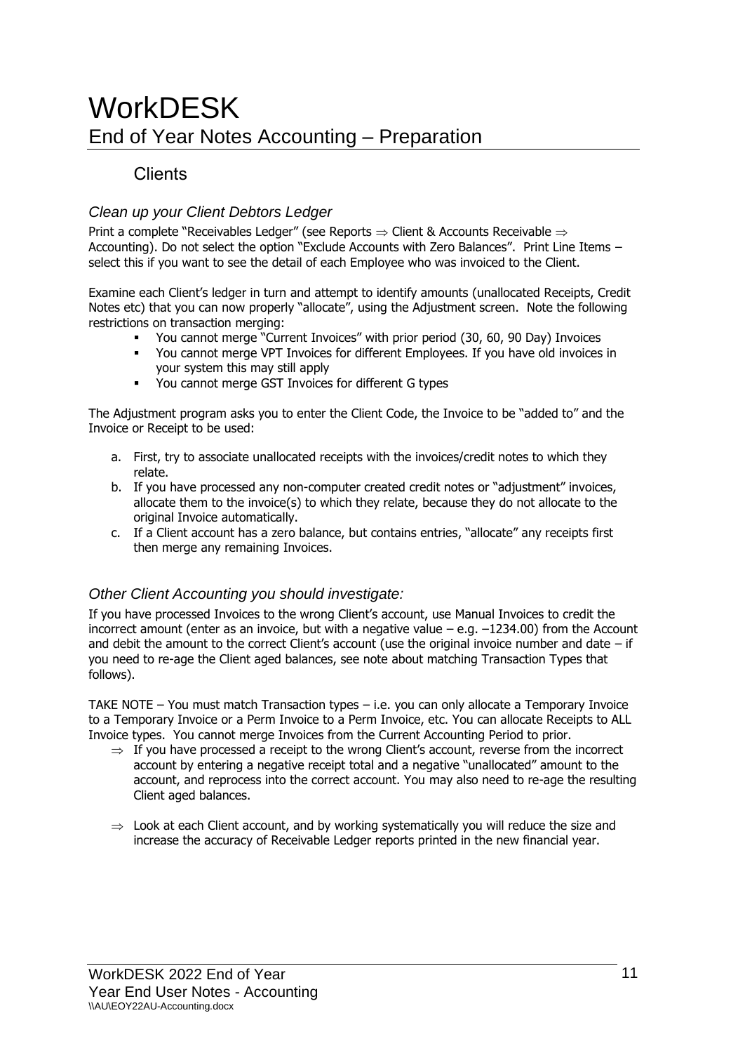# WorkDESK

## End of Year Notes Accounting – Preparation

### Clients

#### *Clean up your Client Debtors Ledger*

Print a complete "Receivables Ledger" (see Reports ⇒ Client & Accounts Receivable ⇒ Accounting). Do not select the option "Exclude Accounts with Zero Balances". Print Line Items – select this if you want to see the detail of each Employee who was invoiced to the Client.

Examine each Client's ledger in turn and attempt to identify amounts (unallocated Receipts, Credit Notes etc) that you can now properly "allocate", using the Adjustment screen. Note the following restrictions on transaction merging:

- You cannot merge "Current Invoices" with prior period (30, 60, 90 Day) Invoices
- You cannot merge VPT Invoices for different Employees. If you have old invoices in your system this may still apply
- You cannot merge GST Invoices for different G types

The Adjustment program asks you to enter the Client Code, the Invoice to be "added to" and the Invoice or Receipt to be used:

a. First, try to associate unallocated receipts with the invoices/credit notes to which they relate.
b. If you have processed any non-computer created credit notes or "adjustment" invoices, allocate them to the invoice(s) to which they relate, because they do not allocate to the original Invoice automatically.
c. If a Client account has a zero balance, but contains entries, "allocate" any receipts first then merge any remaining Invoices.

#### *Other Client Accounting you should investigate:*

If you have processed Invoices to the wrong Client's account, use Manual Invoices to credit the incorrect amount (enter as an invoice, but with a negative value – e.g. –1234.00) from the Account and debit the amount to the correct Client's account (use the original invoice number and date – if you need to re-age the Client aged balances, see note about matching Transaction Types that follows).

TAKE NOTE – You must match Transaction types – i.e. you can only allocate a Temporary Invoice to a Temporary Invoice or a Perm Invoice to a Perm Invoice, etc. You can allocate Receipts to ALL Invoice types. You cannot merge Invoices from the Current Accounting Period to prior.

- ⇒ If you have processed a receipt to the wrong Client's account, reverse from the incorrect account by entering a negative receipt total and a negative "unallocated" amount to the account, and reprocess into the correct account. You may also need to re-age the resulting Client aged balances.

- ⇒ Look at each Client account, and by working systematically you will reduce the size and increase the accuracy of Receivable Ledger reports printed in the new financial year.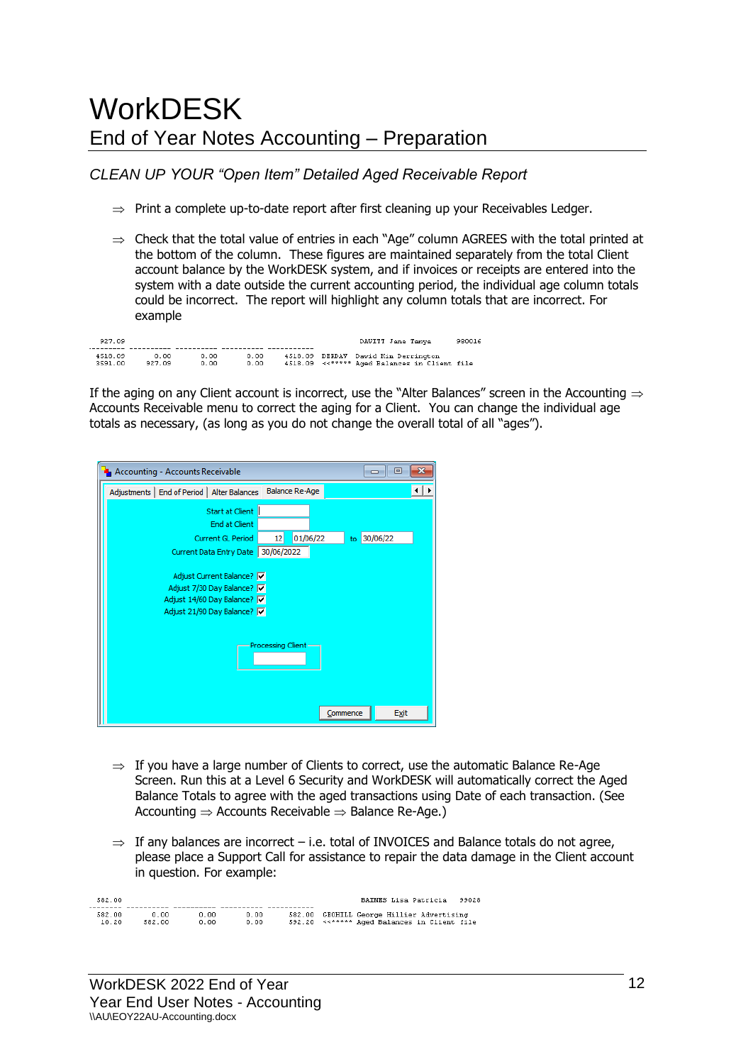# WorkDESK

## End of Year Notes Accounting – Preparation

### *CLEAN UP YOUR "Open Item" Detailed Aged Receivable Report*

⇒ Print a complete up-to-date report after first cleaning up your Receivables Ledger.

⇒ Check that the total value of entries in each "Age" column AGREES with the total printed at the bottom of the column. These figures are maintained separately from the total Client account balance by the WorkDESK system, and if invoices or receipts are entered into the system with a date outside the current accounting period, the individual age column totals could be incorrect. The report will highlight any column totals that are incorrect. For example

```
 927.09                                                    DAVITT Jane Tanya       980016
---------- ---------- ---------- ---------- -----------
4518.09       0.00       0.00       0.00    4518.09  DERDAV  David Kim Derrington
3591.00     927.09       0.00       0.00    4518.09  <<***** Aged Balances in Client file
```

If the aging on any Client account is incorrect, use the "Alter Balances" screen in the Accounting ⇒ Accounts Receivable menu to correct the aging for a Client. You can change the individual age totals as necessary, (as long as you do not change the overall total of all "ages").

```
Accounting - Accounts Receivable
Adjustments | End of Period | Alter Balances | Balance Re-Age

Start at Client           [        ]
End at Client             [        ]
Current G. Period         [ 12] [01/06/22]  to [30/06/22]
Current Data Entry Date   [30/06/2022]

Adjust Current Balance?     [✓]
Adjust 7/30 Day Balance?    [✓]
Adjust 14/60 Day Balance?   [✓]
Adjust 21/90 Day Balance?   [✓]

Processing Client [        ]

[Commence]  [Exit]
```

⇒ If you have a large number of Clients to correct, use the automatic Balance Re-Age Screen. Run this at a Level 6 Security and WorkDESK will automatically correct the Aged Balance Totals to agree with the aged transactions using Date of each transaction. (See Accounting ⇒ Accounts Receivable ⇒ Balance Re-Age.)

⇒ If any balances are incorrect – i.e. total of INVOICES and Balance totals do not agree, please place a Support Call for assistance to repair the data damage in the Client account in question. For example:

```
 582.00                                                    BAINES Lisa Patricia    99028
-------- ---------- ---------- ---------- -----------
 582.00       0.00       0.00       0.00     582.00  GEOHILL George Hillier Advertising
  10.20     582.00       0.00       0.00     592.20  <<***** Aged Balances in Client file
```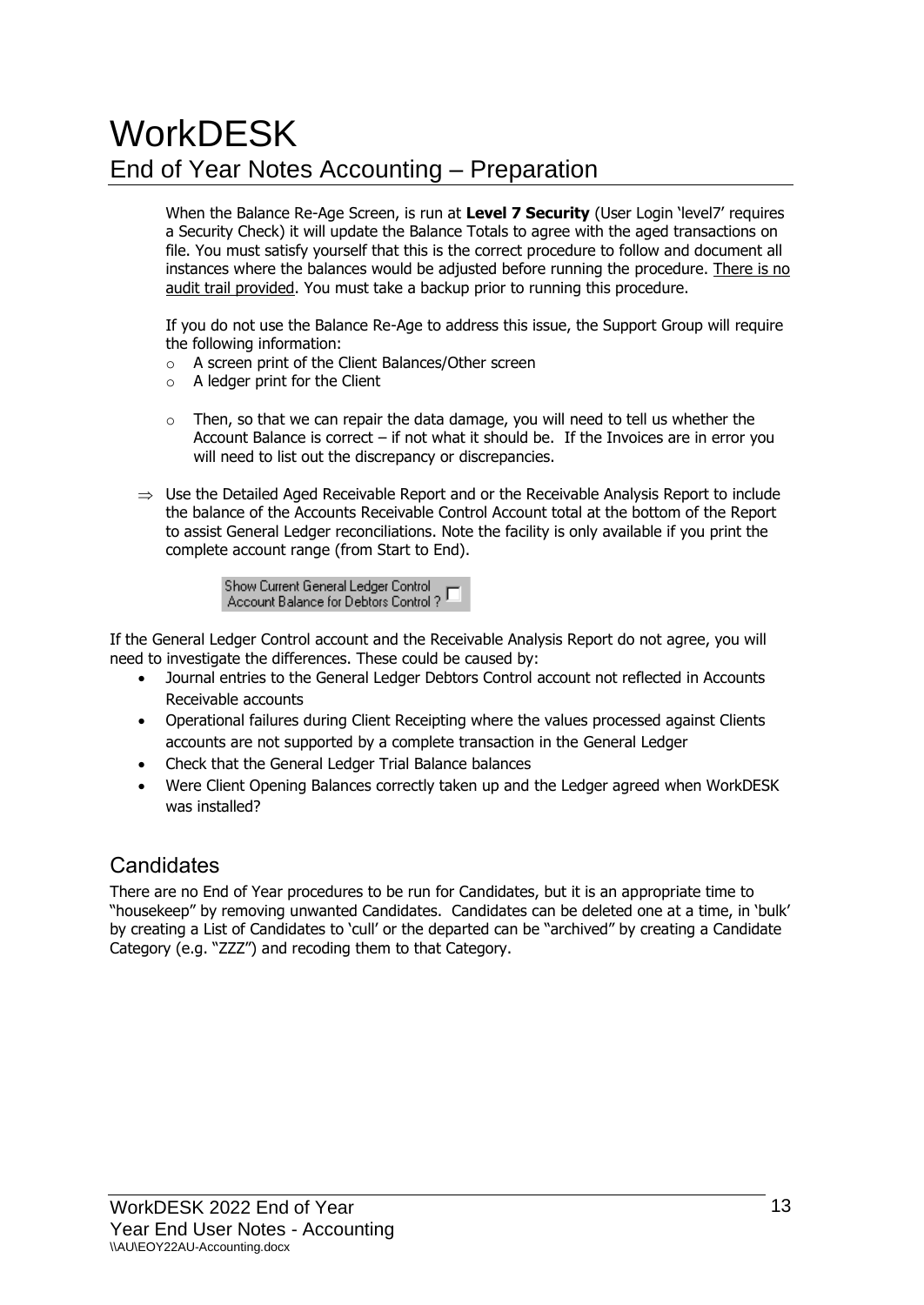# WorkDESK

## End of Year Notes Accounting – Preparation

When the Balance Re-Age Screen, is run at **Level 7 Security** (User Login 'level7' requires a Security Check) it will update the Balance Totals to agree with the aged transactions on file. You must satisfy yourself that this is the correct procedure to follow and document all instances where the balances would be adjusted before running the procedure. <u>There is no audit trail provided</u>. You must take a backup prior to running this procedure.

If you do not use the Balance Re-Age to address this issue, the Support Group will require the following information:

- A screen print of the Client Balances/Other screen
- A ledger print for the Client
- Then, so that we can repair the data damage, you will need to tell us whether the Account Balance is correct – if not what it should be. If the Invoices are in error you will need to list out the discrepancy or discrepancies.

⇒ Use the Detailed Aged Receivable Report and or the Receivable Analysis Report to include the balance of the Accounts Receivable Control Account total at the bottom of the Report to assist General Ledger reconciliations. Note the facility is only available if you print the complete account range (from Start to End).

Show Current General Ledger Control Account Balance for Debtors Control ? ☐

If the General Ledger Control account and the Receivable Analysis Report do not agree, you will need to investigate the differences. These could be caused by:

- Journal entries to the General Ledger Debtors Control account not reflected in Accounts Receivable accounts
- Operational failures during Client Receipting where the values processed against Clients accounts are not supported by a complete transaction in the General Ledger
- Check that the General Ledger Trial Balance balances
- Were Client Opening Balances correctly taken up and the Ledger agreed when WorkDESK was installed?

## Candidates

There are no End of Year procedures to be run for Candidates, but it is an appropriate time to "housekeep" by removing unwanted Candidates. Candidates can be deleted one at a time, in 'bulk' by creating a List of Candidates to 'cull' or the departed can be "archived" by creating a Candidate Category (e.g. "ZZZ") and recoding them to that Category.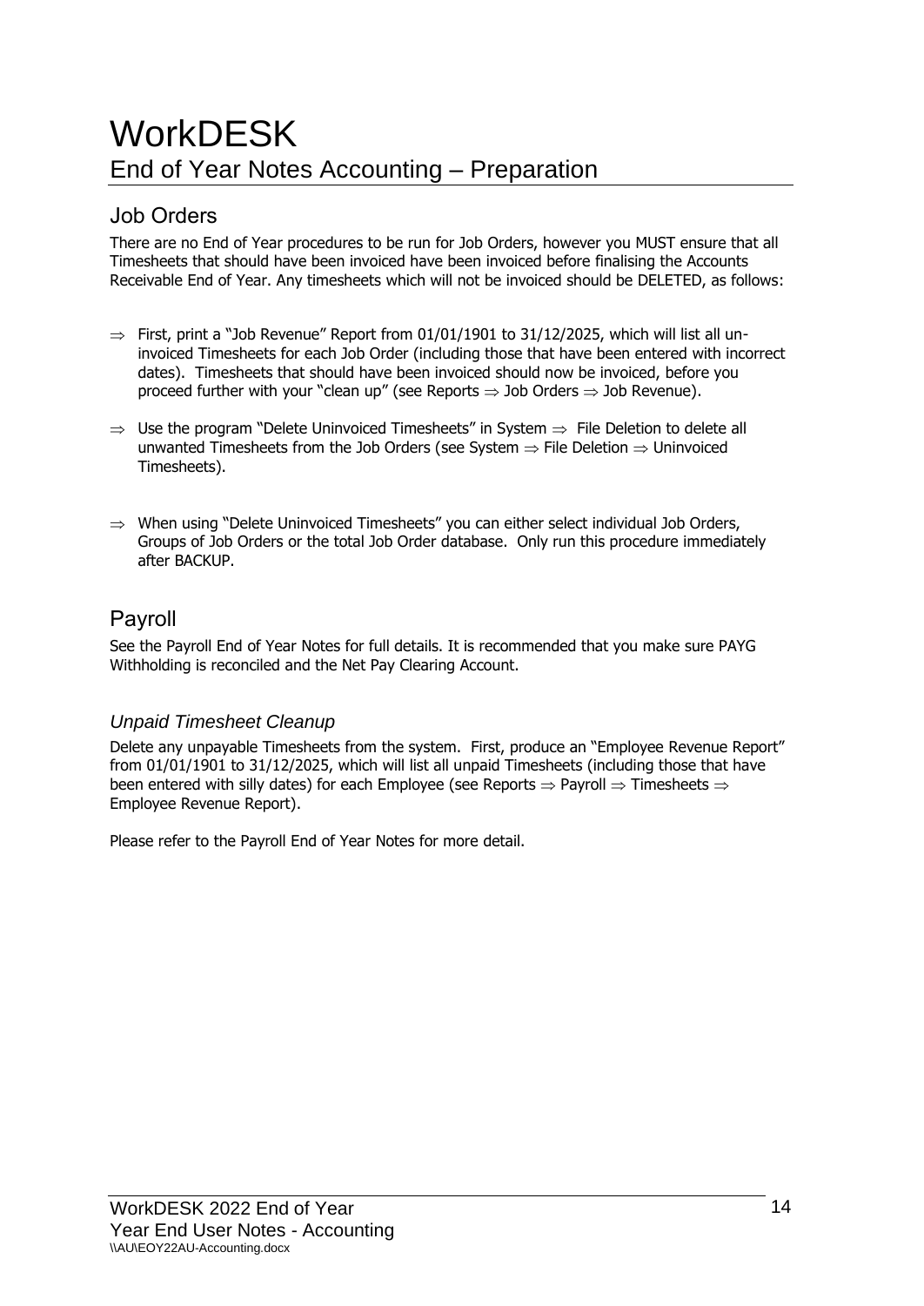# WorkDESK

## End of Year Notes Accounting – Preparation

### Job Orders

There are no End of Year procedures to be run for Job Orders, however you MUST ensure that all Timesheets that should have been invoiced have been invoiced before finalising the Accounts Receivable End of Year. Any timesheets which will not be invoiced should be DELETED, as follows:

- ⇒ First, print a "Job Revenue" Report from 01/01/1901 to 31/12/2025, which will list all un-invoiced Timesheets for each Job Order (including those that have been entered with incorrect dates). Timesheets that should have been invoiced should now be invoiced, before you proceed further with your "clean up" (see Reports ⇒ Job Orders ⇒ Job Revenue).
- ⇒ Use the program "Delete Uninvoiced Timesheets" in System ⇒ File Deletion to delete all unwanted Timesheets from the Job Orders (see System ⇒ File Deletion ⇒ Uninvoiced Timesheets).
- ⇒ When using "Delete Uninvoiced Timesheets" you can either select individual Job Orders, Groups of Job Orders or the total Job Order database. Only run this procedure immediately after BACKUP.

### Payroll

See the Payroll End of Year Notes for full details. It is recommended that you make sure PAYG Withholding is reconciled and the Net Pay Clearing Account.

#### *Unpaid Timesheet Cleanup*

Delete any unpayable Timesheets from the system. First, produce an "Employee Revenue Report" from 01/01/1901 to 31/12/2025, which will list all unpaid Timesheets (including those that have been entered with silly dates) for each Employee (see Reports ⇒ Payroll ⇒ Timesheets ⇒ Employee Revenue Report).

Please refer to the Payroll End of Year Notes for more detail.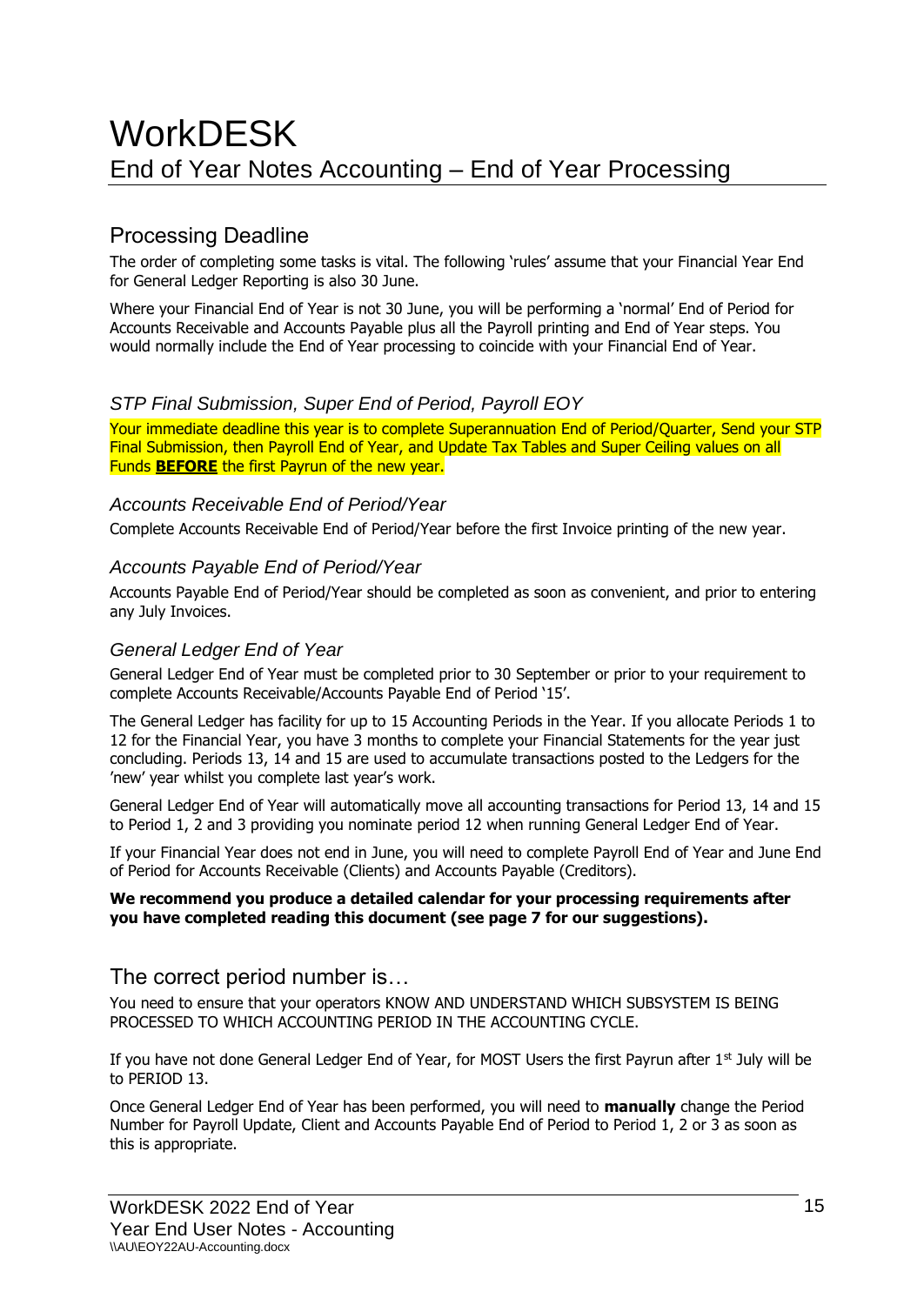# WorkDESK

## End of Year Notes Accounting – End of Year Processing

## Processing Deadline

The order of completing some tasks is vital. The following 'rules' assume that your Financial Year End for General Ledger Reporting is also 30 June.

Where your Financial End of Year is not 30 June, you will be performing a 'normal' End of Period for Accounts Receivable and Accounts Payable plus all the Payroll printing and End of Year steps. You would normally include the End of Year processing to coincide with your Financial End of Year.

### *STP Final Submission, Super End of Period, Payroll EOY*

Your immediate deadline this year is to complete Superannuation End of Period/Quarter, Send your STP Final Submission, then Payroll End of Year, and Update Tax Tables and Super Ceiling values on all Funds **BEFORE** the first Payrun of the new year.

### *Accounts Receivable End of Period/Year*

Complete Accounts Receivable End of Period/Year before the first Invoice printing of the new year.

### *Accounts Payable End of Period/Year*

Accounts Payable End of Period/Year should be completed as soon as convenient, and prior to entering any July Invoices.

### *General Ledger End of Year*

General Ledger End of Year must be completed prior to 30 September or prior to your requirement to complete Accounts Receivable/Accounts Payable End of Period '15'.

The General Ledger has facility for up to 15 Accounting Periods in the Year. If you allocate Periods 1 to 12 for the Financial Year, you have 3 months to complete your Financial Statements for the year just concluding. Periods 13, 14 and 15 are used to accumulate transactions posted to the Ledgers for the 'new' year whilst you complete last year's work.

General Ledger End of Year will automatically move all accounting transactions for Period 13, 14 and 15 to Period 1, 2 and 3 providing you nominate period 12 when running General Ledger End of Year.

If your Financial Year does not end in June, you will need to complete Payroll End of Year and June End of Period for Accounts Receivable (Clients) and Accounts Payable (Creditors).

**We recommend you produce a detailed calendar for your processing requirements after you have completed reading this document (see page 7 for our suggestions).**

## The correct period number is…

You need to ensure that your operators KNOW AND UNDERSTAND WHICH SUBSYSTEM IS BEING PROCESSED TO WHICH ACCOUNTING PERIOD IN THE ACCOUNTING CYCLE.

If you have not done General Ledger End of Year, for MOST Users the first Payrun after 1st July will be to PERIOD 13.

Once General Ledger End of Year has been performed, you will need to **manually** change the Period Number for Payroll Update, Client and Accounts Payable End of Period to Period 1, 2 or 3 as soon as this is appropriate.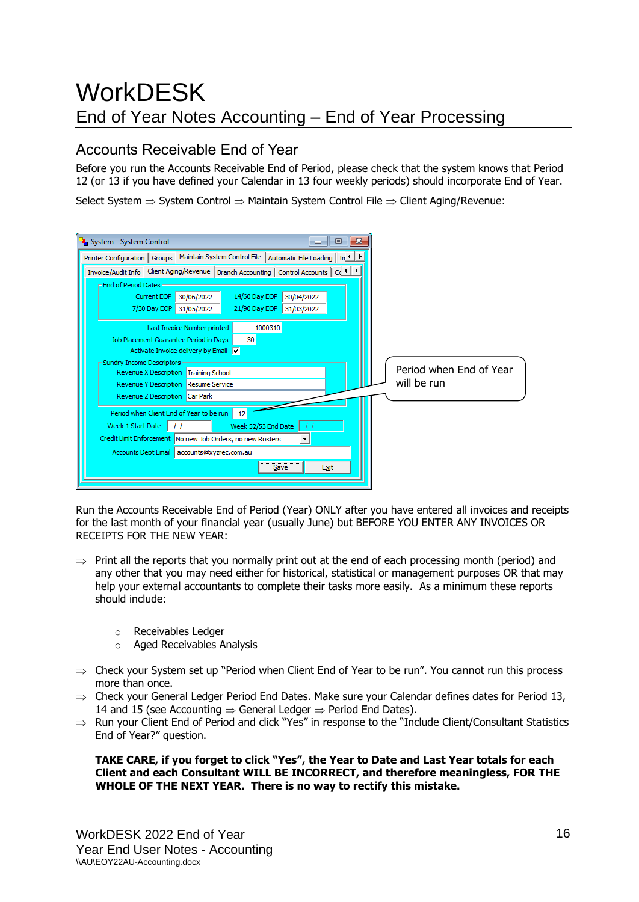# WorkDESK

## End of Year Notes Accounting – End of Year Processing

### Accounts Receivable End of Year

Before you run the Accounts Receivable End of Period, please check that the system knows that Period 12 (or 13 if you have defined your Calendar in 13 four weekly periods) should incorporate End of Year.

Select System ⇒ System Control ⇒ Maintain System Control File ⇒ Client Aging/Revenue:

Period when End of Year will be run

Run the Accounts Receivable End of Period (Year) ONLY after you have entered all invoices and receipts for the last month of your financial year (usually June) but BEFORE YOU ENTER ANY INVOICES OR RECEIPTS FOR THE NEW YEAR:

- ⇒ Print all the reports that you normally print out at the end of each processing month (period) and any other that you may need either for historical, statistical or management purposes OR that may help your external accountants to complete their tasks more easily. As a minimum these reports should include:
  - Receivables Ledger
  - Aged Receivables Analysis
- ⇒ Check your System set up “Period when Client End of Year to be run”. You cannot run this process more than once.
- ⇒ Check your General Ledger Period End Dates. Make sure your Calendar defines dates for Period 13, 14 and 15 (see Accounting ⇒ General Ledger ⇒ Period End Dates).
- ⇒ Run your Client End of Period and click “Yes” in response to the “Include Client/Consultant Statistics End of Year?” question.

**TAKE CARE, if you forget to click “Yes”, the Year to Date and Last Year totals for each Client and each Consultant WILL BE INCORRECT, and therefore meaningless, FOR THE WHOLE OF THE NEXT YEAR. There is no way to rectify this mistake.**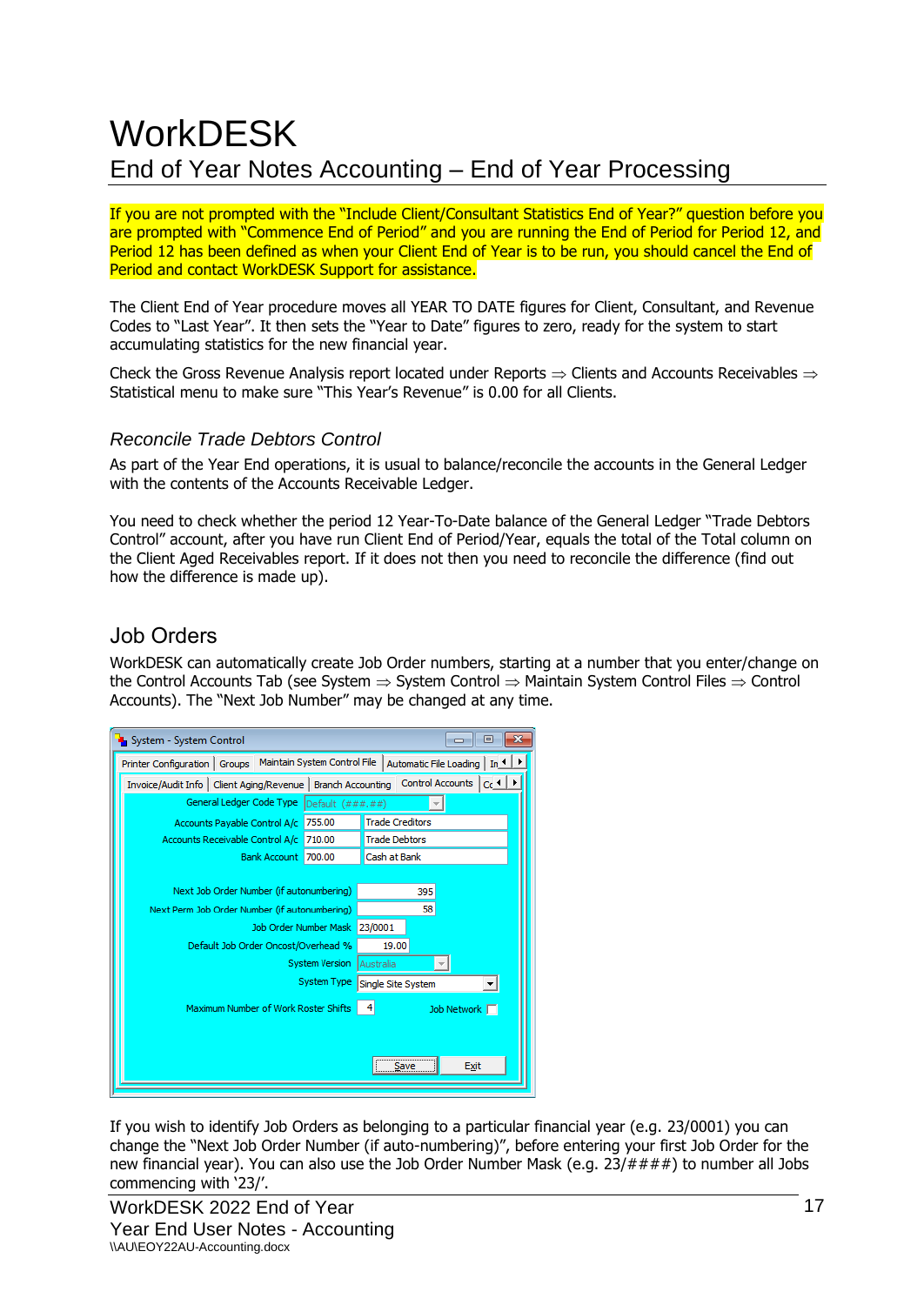# WorkDESK

## End of Year Notes Accounting – End of Year Processing

If you are not prompted with the "Include Client/Consultant Statistics End of Year?" question before you are prompted with "Commence End of Period" and you are running the End of Period for Period 12, and Period 12 has been defined as when your Client End of Year is to be run, you should cancel the End of Period and contact WorkDESK Support for assistance.

The Client End of Year procedure moves all YEAR TO DATE figures for Client, Consultant, and Revenue Codes to "Last Year". It then sets the "Year to Date" figures to zero, ready for the system to start accumulating statistics for the new financial year.

Check the Gross Revenue Analysis report located under Reports ⇒ Clients and Accounts Receivables ⇒ Statistical menu to make sure "This Year's Revenue" is 0.00 for all Clients.

### *Reconcile Trade Debtors Control*

As part of the Year End operations, it is usual to balance/reconcile the accounts in the General Ledger with the contents of the Accounts Receivable Ledger.

You need to check whether the period 12 Year-To-Date balance of the General Ledger "Trade Debtors Control" account, after you have run Client End of Period/Year, equals the total of the Total column on the Client Aged Receivables report. If it does not then you need to reconcile the difference (find out how the difference is made up).

## Job Orders

WorkDESK can automatically create Job Order numbers, starting at a number that you enter/change on the Control Accounts Tab (see System ⇒ System Control ⇒ Maintain System Control Files ⇒ Control Accounts). The "Next Job Number" may be changed at any time.

If you wish to identify Job Orders as belonging to a particular financial year (e.g. 23/0001) you can change the "Next Job Order Number (if auto-numbering)", before entering your first Job Order for the new financial year). You can also use the Job Order Number Mask (e.g. 23/####) to number all Jobs commencing with '23/'.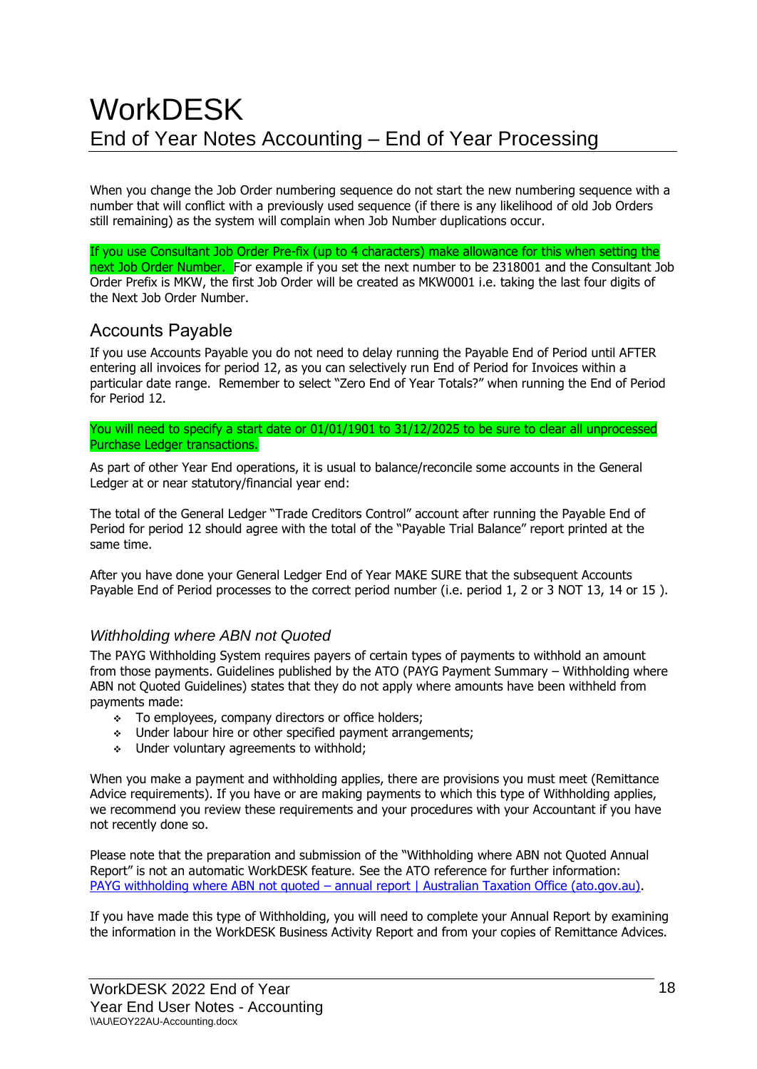When you change the Job Order numbering sequence do not start the new numbering sequence with a number that will conflict with a previously used sequence (if there is any likelihood of old Job Orders still remaining) as the system will complain when Job Number duplications occur.

If you use Consultant Job Order Pre-fix (up to 4 characters) make allowance for this when setting the next Job Order Number. For example if you set the next number to be 2318001 and the Consultant Job Order Prefix is MKW, the first Job Order will be created as MKW0001 i.e. taking the last four digits of the Next Job Order Number.

## Accounts Payable

If you use Accounts Payable you do not need to delay running the Payable End of Period until AFTER entering all invoices for period 12, as you can selectively run End of Period for Invoices within a particular date range. Remember to select "Zero End of Year Totals?" when running the End of Period for Period 12.

You will need to specify a start date or 01/01/1901 to 31/12/2025 to be sure to clear all unprocessed Purchase Ledger transactions.

As part of other Year End operations, it is usual to balance/reconcile some accounts in the General Ledger at or near statutory/financial year end:

The total of the General Ledger "Trade Creditors Control" account after running the Payable End of Period for period 12 should agree with the total of the "Payable Trial Balance" report printed at the same time.

After you have done your General Ledger End of Year MAKE SURE that the subsequent Accounts Payable End of Period processes to the correct period number (i.e. period 1, 2 or 3 NOT 13, 14 or 15 ).

### *Withholding where ABN not Quoted*

The PAYG Withholding System requires payers of certain types of payments to withhold an amount from those payments. Guidelines published by the ATO (PAYG Payment Summary – Withholding where ABN not Quoted Guidelines) states that they do not apply where amounts have been withheld from payments made:

- To employees, company directors or office holders;
- Under labour hire or other specified payment arrangements;
- Under voluntary agreements to withhold;

When you make a payment and withholding applies, there are provisions you must meet (Remittance Advice requirements). If you have or are making payments to which this type of Withholding applies, we recommend you review these requirements and your procedures with your Accountant if you have not recently done so.

Please note that the preparation and submission of the "Withholding where ABN not Quoted Annual Report" is not an automatic WorkDESK feature. See the ATO reference for further information: PAYG withholding where ABN not quoted – annual report | Australian Taxation Office (ato.gov.au).

If you have made this type of Withholding, you will need to complete your Annual Report by examining the information in the WorkDESK Business Activity Report and from your copies of Remittance Advices.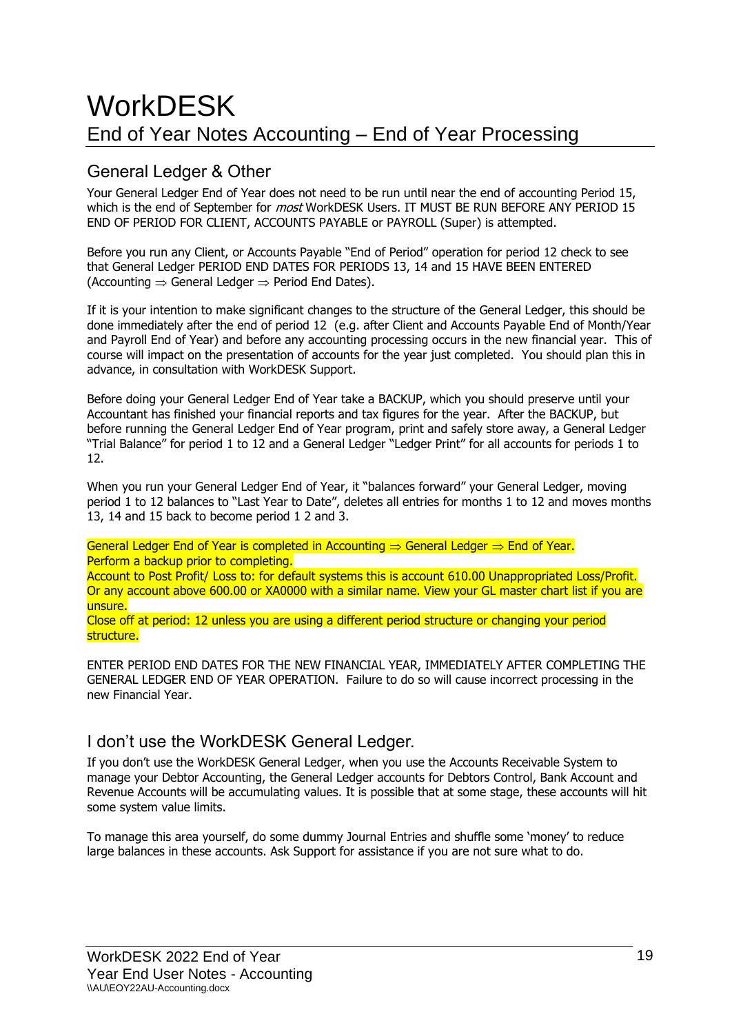# WorkDESK

End of Year Notes Accounting – End of Year Processing

## General Ledger & Other

Your General Ledger End of Year does not need to be run until near the end of accounting Period 15, which is the end of September for *most* WorkDESK Users. IT MUST BE RUN BEFORE ANY PERIOD 15 END OF PERIOD FOR CLIENT, ACCOUNTS PAYABLE or PAYROLL (Super) is attempted.

Before you run any Client, or Accounts Payable "End of Period" operation for period 12 check to see that General Ledger PERIOD END DATES FOR PERIODS 13, 14 and 15 HAVE BEEN ENTERED (Accounting ⇒ General Ledger ⇒ Period End Dates).

If it is your intention to make significant changes to the structure of the General Ledger, this should be done immediately after the end of period 12 (e.g. after Client and Accounts Payable End of Month/Year and Payroll End of Year) and before any accounting processing occurs in the new financial year. This of course will impact on the presentation of accounts for the year just completed. You should plan this in advance, in consultation with WorkDESK Support.

Before doing your General Ledger End of Year take a BACKUP, which you should preserve until your Accountant has finished your financial reports and tax figures for the year. After the BACKUP, but before running the General Ledger End of Year program, print and safely store away, a General Ledger "Trial Balance" for period 1 to 12 and a General Ledger "Ledger Print" for all accounts for periods 1 to 12.

When you run your General Ledger End of Year, it "balances forward" your General Ledger, moving period 1 to 12 balances to "Last Year to Date", deletes all entries for months 1 to 12 and moves months 13, 14 and 15 back to become period 1 2 and 3.

General Ledger End of Year is completed in Accounting ⇒ General Ledger ⇒ End of Year.
Perform a backup prior to completing.
Account to Post Profit/ Loss to: for default systems this is account 610.00 Unappropriated Loss/Profit. Or any account above 600.00 or XA0000 with a similar name. View your GL master chart list if you are unsure.
Close off at period: 12 unless you are using a different period structure or changing your period structure.

ENTER PERIOD END DATES FOR THE NEW FINANCIAL YEAR, IMMEDIATELY AFTER COMPLETING THE GENERAL LEDGER END OF YEAR OPERATION. Failure to do so will cause incorrect processing in the new Financial Year.

## I don't use the WorkDESK General Ledger.

If you don't use the WorkDESK General Ledger, when you use the Accounts Receivable System to manage your Debtor Accounting, the General Ledger accounts for Debtors Control, Bank Account and Revenue Accounts will be accumulating values. It is possible that at some stage, these accounts will hit some system value limits.

To manage this area yourself, do some dummy Journal Entries and shuffle some 'money' to reduce large balances in these accounts. Ask Support for assistance if you are not sure what to do.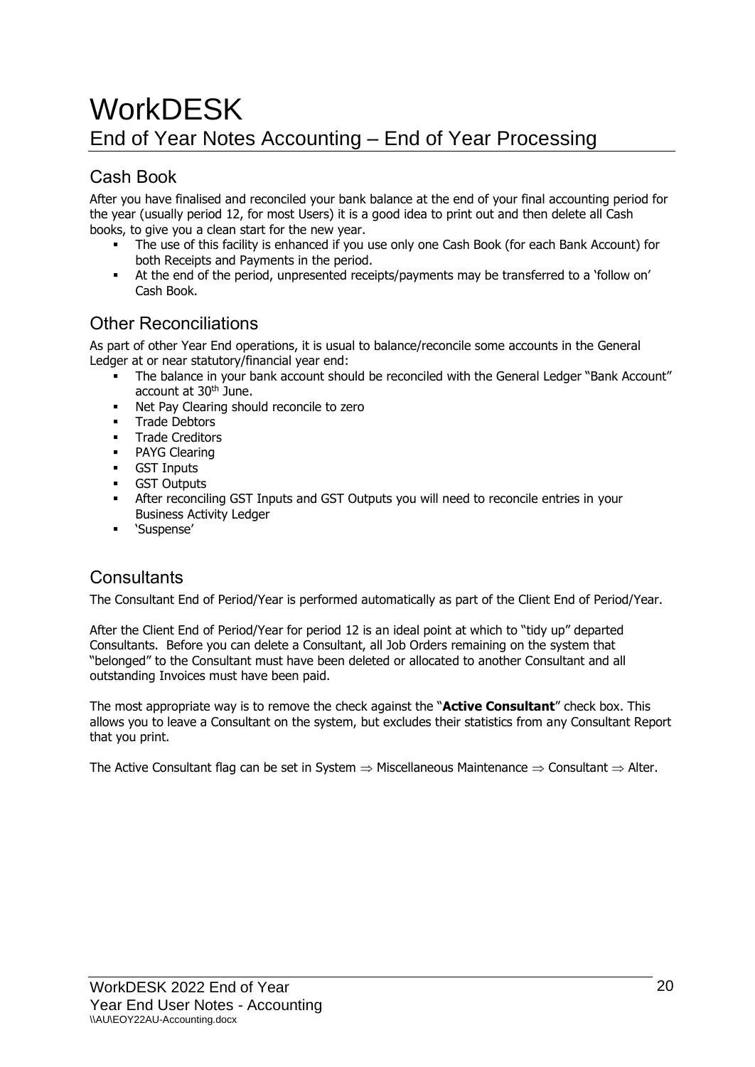# WorkDESK

## End of Year Notes Accounting – End of Year Processing

### Cash Book

After you have finalised and reconciled your bank balance at the end of your final accounting period for the year (usually period 12, for most Users) it is a good idea to print out and then delete all Cash books, to give you a clean start for the new year.

- The use of this facility is enhanced if you use only one Cash Book (for each Bank Account) for both Receipts and Payments in the period.
- At the end of the period, unpresented receipts/payments may be transferred to a 'follow on' Cash Book.

### Other Reconciliations

As part of other Year End operations, it is usual to balance/reconcile some accounts in the General Ledger at or near statutory/financial year end:

- The balance in your bank account should be reconciled with the General Ledger "Bank Account" account at 30th June.
- Net Pay Clearing should reconcile to zero
- Trade Debtors
- Trade Creditors
- PAYG Clearing
- GST Inputs
- GST Outputs
- After reconciling GST Inputs and GST Outputs you will need to reconcile entries in your Business Activity Ledger
- 'Suspense'

### Consultants

The Consultant End of Period/Year is performed automatically as part of the Client End of Period/Year.

After the Client End of Period/Year for period 12 is an ideal point at which to "tidy up" departed Consultants. Before you can delete a Consultant, all Job Orders remaining on the system that "belonged" to the Consultant must have been deleted or allocated to another Consultant and all outstanding Invoices must have been paid.

The most appropriate way is to remove the check against the "**Active Consultant**" check box. This allows you to leave a Consultant on the system, but excludes their statistics from any Consultant Report that you print.

The Active Consultant flag can be set in System ⇒ Miscellaneous Maintenance ⇒ Consultant ⇒ Alter.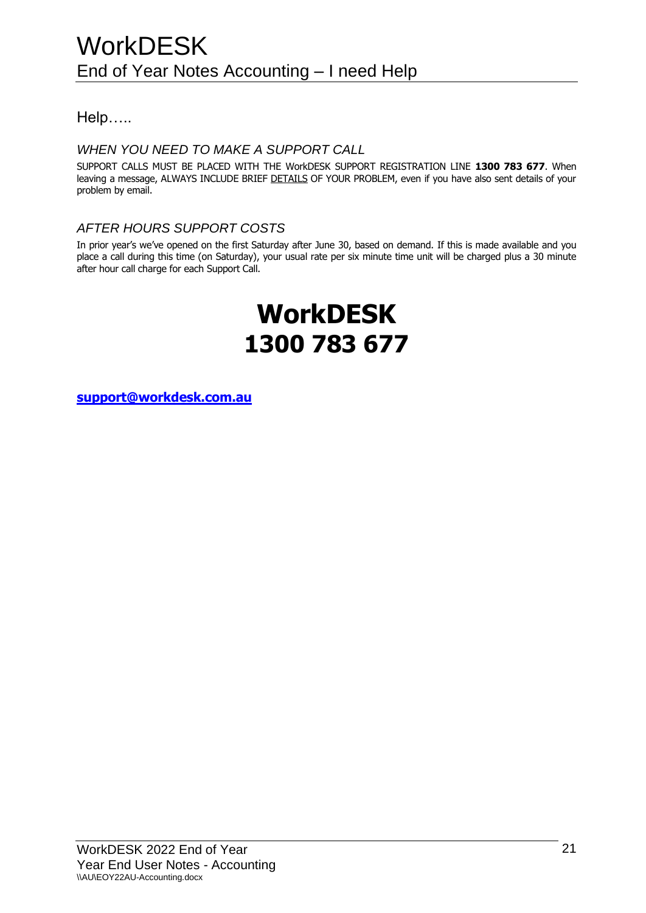# WorkDESK
## End of Year Notes Accounting – I need Help

## Help…..

### *WHEN YOU NEED TO MAKE A SUPPORT CALL*

SUPPORT CALLS MUST BE PLACED WITH THE WorkDESK SUPPORT REGISTRATION LINE **1300 783 677**. When leaving a message, ALWAYS INCLUDE BRIEF DETAILS OF YOUR PROBLEM, even if you have also sent details of your problem by email.

### *AFTER HOURS SUPPORT COSTS*

In prior year's we've opened on the first Saturday after June 30, based on demand. If this is made available and you place a call during this time (on Saturday), your usual rate per six minute time unit will be charged plus a 30 minute after hour call charge for each Support Call.

# WorkDESK
# 1300 783 677

**support@workdesk.com.au**